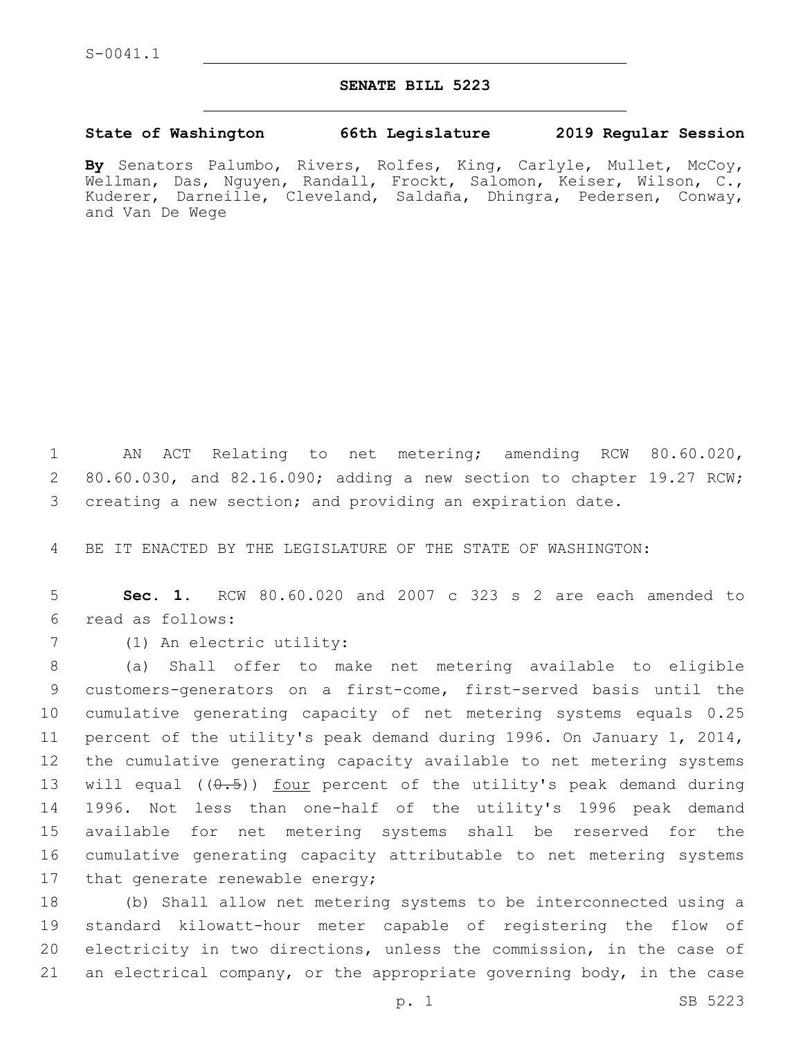S-0041.1

# SENATE BILL 5223

**State of Washington 66th Legislature 2019 Regular Session**

**By** Senators Palumbo, Rivers, Rolfes, King, Carlyle, Mullet, McCoy, Wellman, Das, Nguyen, Randall, Frockt, Salomon, Keiser, Wilson, C., Kuderer, Darneille, Cleveland, Saldaña, Dhingra, Pedersen, Conway, and Van De Wege

AN ACT Relating to net metering; amending RCW 80.60.020, 80.60.030, and 82.16.090; adding a new section to chapter 19.27 RCW; creating a new section; and providing an expiration date.

BE IT ENACTED BY THE LEGISLATURE OF THE STATE OF WASHINGTON:

**Sec. 1.** RCW 80.60.020 and 2007 c 323 s 2 are each amended to read as follows:

(1) An electric utility:

(a) Shall offer to make net metering available to eligible customers-generators on a first-come, first-served basis until the cumulative generating capacity of net metering systems equals 0.25 percent of the utility's peak demand during 1996. On January 1, 2014, the cumulative generating capacity available to net metering systems will equal ((~~0.5~~)) <u>four</u> percent of the utility's peak demand during 1996. Not less than one-half of the utility's 1996 peak demand available for net metering systems shall be reserved for the cumulative generating capacity attributable to net metering systems that generate renewable energy;

(b) Shall allow net metering systems to be interconnected using a standard kilowatt-hour meter capable of registering the flow of electricity in two directions, unless the commission, in the case of an electrical company, or the appropriate governing body, in the case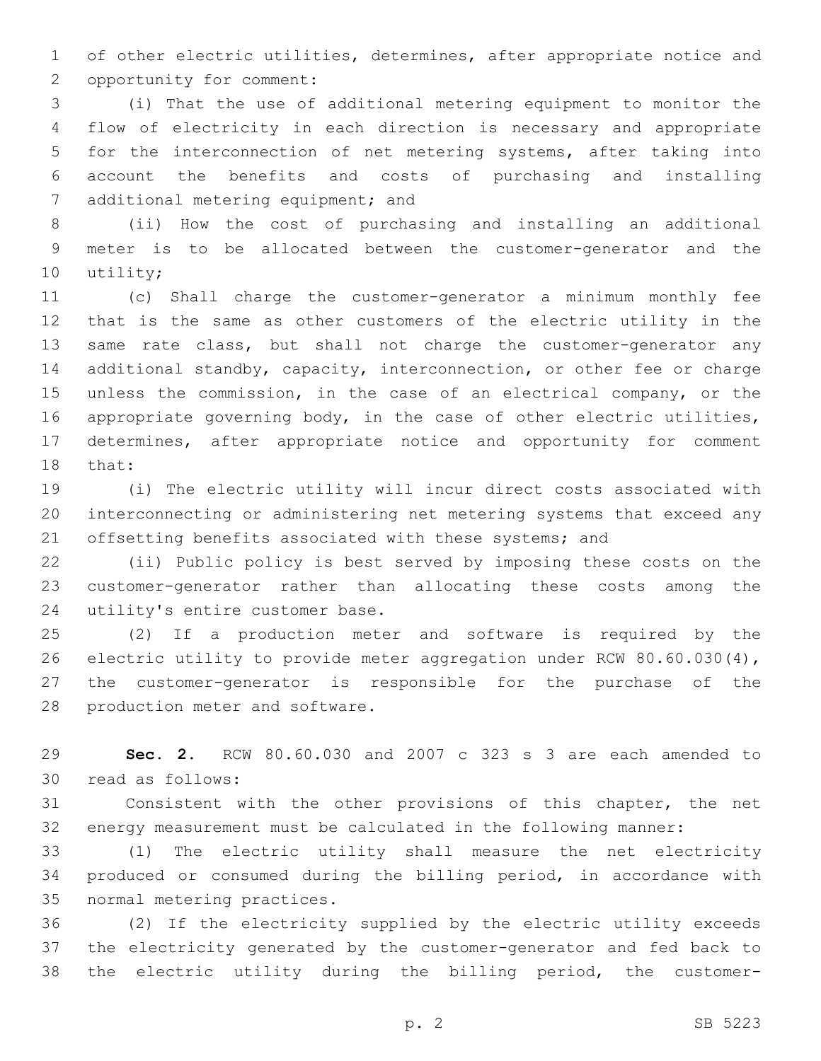of other electric utilities, determines, after appropriate notice and opportunity for comment:

(i) That the use of additional metering equipment to monitor the flow of electricity in each direction is necessary and appropriate for the interconnection of net metering systems, after taking into account the benefits and costs of purchasing and installing additional metering equipment; and

(ii) How the cost of purchasing and installing an additional meter is to be allocated between the customer-generator and the utility;

(c) Shall charge the customer-generator a minimum monthly fee that is the same as other customers of the electric utility in the same rate class, but shall not charge the customer-generator any additional standby, capacity, interconnection, or other fee or charge unless the commission, in the case of an electrical company, or the appropriate governing body, in the case of other electric utilities, determines, after appropriate notice and opportunity for comment that:

(i) The electric utility will incur direct costs associated with interconnecting or administering net metering systems that exceed any offsetting benefits associated with these systems; and

(ii) Public policy is best served by imposing these costs on the customer-generator rather than allocating these costs among the utility's entire customer base.

(2) If a production meter and software is required by the electric utility to provide meter aggregation under RCW 80.60.030(4), the customer-generator is responsible for the purchase of the production meter and software.

**Sec. 2.** RCW 80.60.030 and 2007 c 323 s 3 are each amended to read as follows:

Consistent with the other provisions of this chapter, the net energy measurement must be calculated in the following manner:

(1) The electric utility shall measure the net electricity produced or consumed during the billing period, in accordance with normal metering practices.

(2) If the electricity supplied by the electric utility exceeds the electricity generated by the customer-generator and fed back to the electric utility during the billing period, the customer-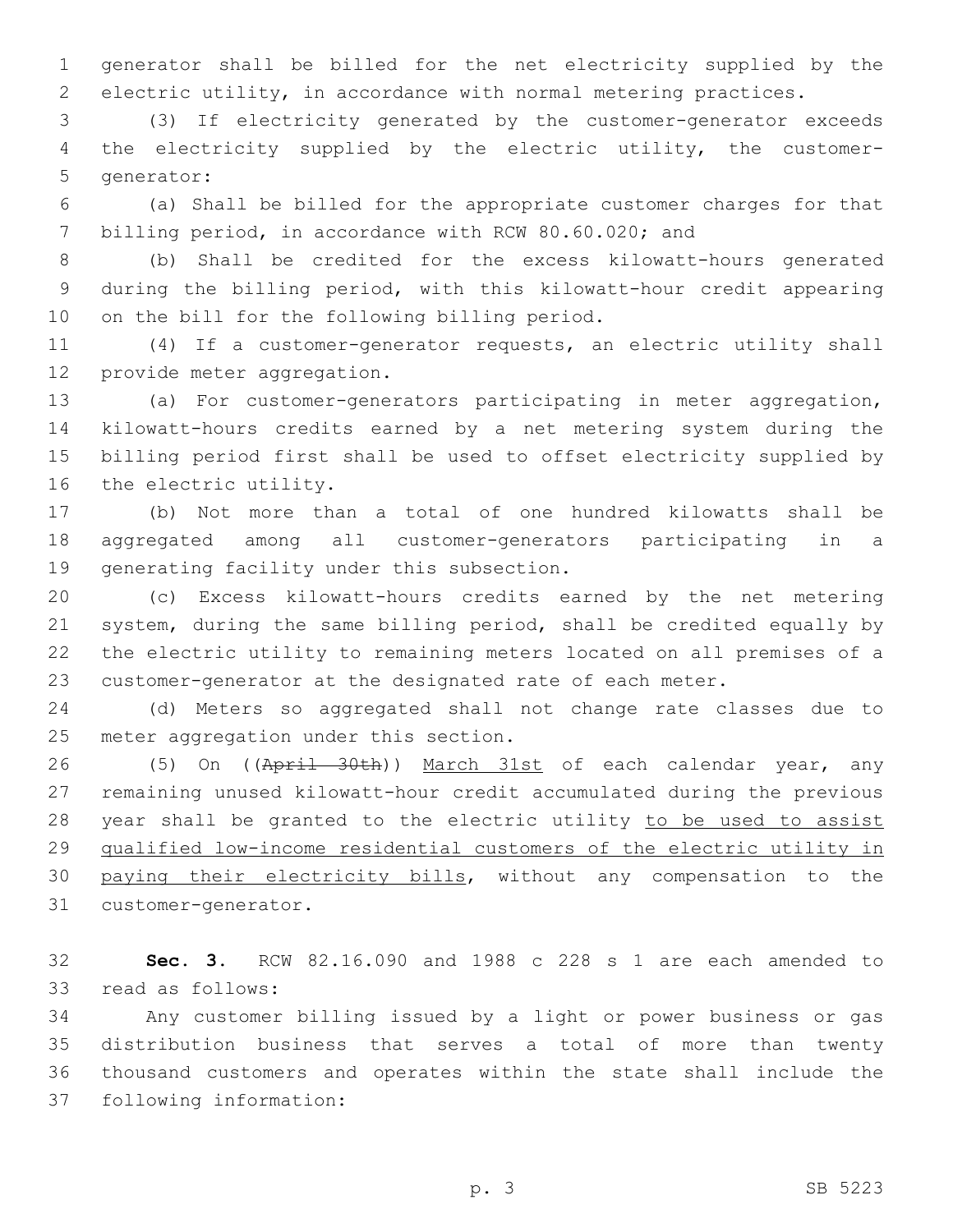generator shall be billed for the net electricity supplied by the electric utility, in accordance with normal metering practices.

(3) If electricity generated by the customer-generator exceeds the electricity supplied by the electric utility, the customer-generator:

(a) Shall be billed for the appropriate customer charges for that billing period, in accordance with RCW 80.60.020; and

(b) Shall be credited for the excess kilowatt-hours generated during the billing period, with this kilowatt-hour credit appearing on the bill for the following billing period.

(4) If a customer-generator requests, an electric utility shall provide meter aggregation.

(a) For customer-generators participating in meter aggregation, kilowatt-hours credits earned by a net metering system during the billing period first shall be used to offset electricity supplied by the electric utility.

(b) Not more than a total of one hundred kilowatts shall be aggregated among all customer-generators participating in a generating facility under this subsection.

(c) Excess kilowatt-hours credits earned by the net metering system, during the same billing period, shall be credited equally by the electric utility to remaining meters located on all premises of a customer-generator at the designated rate of each meter.

(d) Meters so aggregated shall not change rate classes due to meter aggregation under this section.

(5) On ((~~April 30th~~)) <u>March 31st</u> of each calendar year, any remaining unused kilowatt-hour credit accumulated during the previous year shall be granted to the electric utility <u>to be used to assist qualified low-income residential customers of the electric utility in paying their electricity bills</u>, without any compensation to the customer-generator.

**Sec. 3.** RCW 82.16.090 and 1988 c 228 s 1 are each amended to read as follows:

Any customer billing issued by a light or power business or gas distribution business that serves a total of more than twenty thousand customers and operates within the state shall include the following information: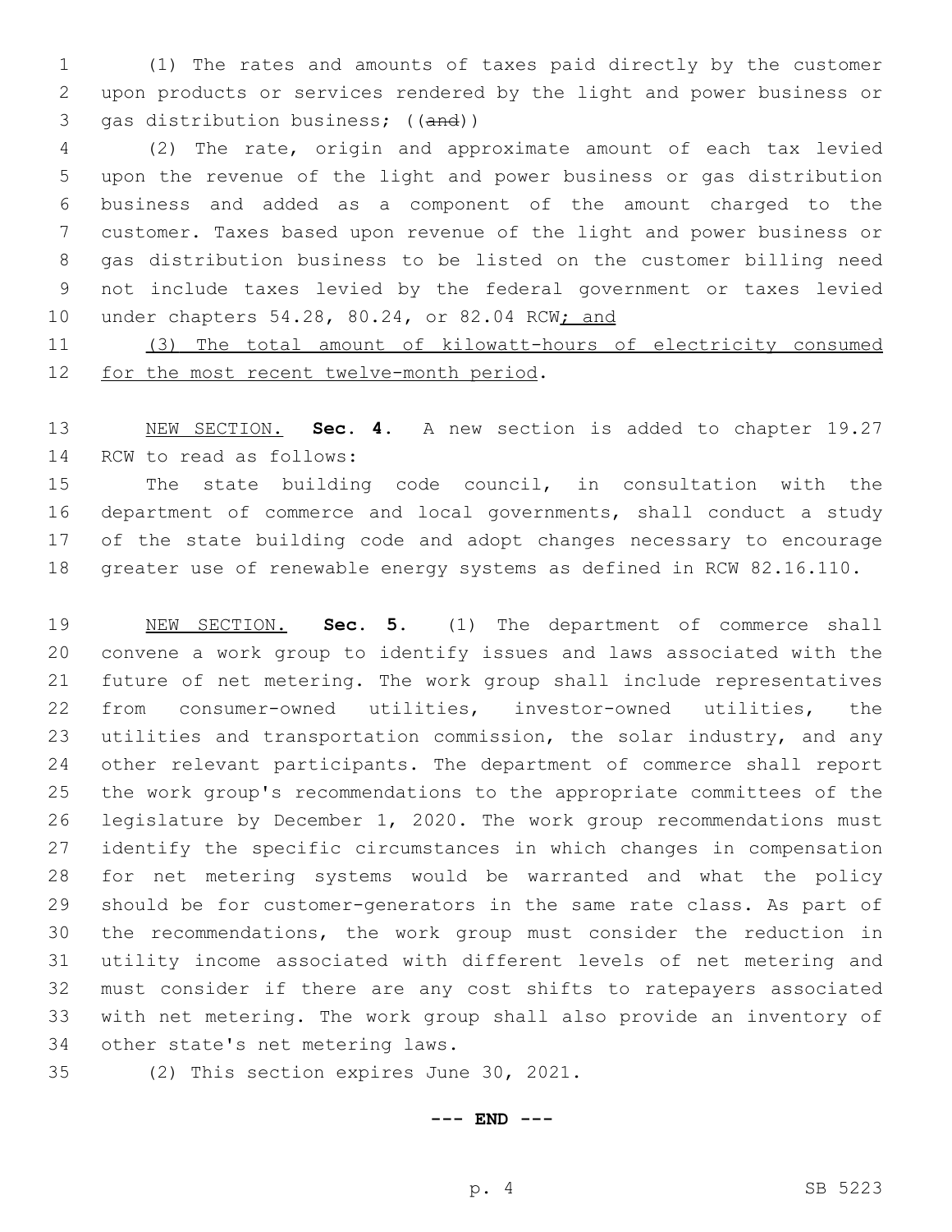(1) The rates and amounts of taxes paid directly by the customer upon products or services rendered by the light and power business or gas distribution business; ((and))

(2) The rate, origin and approximate amount of each tax levied upon the revenue of the light and power business or gas distribution business and added as a component of the amount charged to the customer. Taxes based upon revenue of the light and power business or gas distribution business to be listed on the customer billing need not include taxes levied by the federal government or taxes levied under chapters 54.28, 80.24, or 82.04 RCW; and

(3) The total amount of kilowatt-hours of electricity consumed for the most recent twelve-month period.

NEW SECTION. **Sec. 4.** A new section is added to chapter 19.27 RCW to read as follows:

The state building code council, in consultation with the department of commerce and local governments, shall conduct a study of the state building code and adopt changes necessary to encourage greater use of renewable energy systems as defined in RCW 82.16.110.

NEW SECTION. **Sec. 5.** (1) The department of commerce shall convene a work group to identify issues and laws associated with the future of net metering. The work group shall include representatives from consumer-owned utilities, investor-owned utilities, the utilities and transportation commission, the solar industry, and any other relevant participants. The department of commerce shall report the work group's recommendations to the appropriate committees of the legislature by December 1, 2020. The work group recommendations must identify the specific circumstances in which changes in compensation for net metering systems would be warranted and what the policy should be for customer-generators in the same rate class. As part of the recommendations, the work group must consider the reduction in utility income associated with different levels of net metering and must consider if there are any cost shifts to ratepayers associated with net metering. The work group shall also provide an inventory of other state's net metering laws.

(2) This section expires June 30, 2021.

**--- END ---**